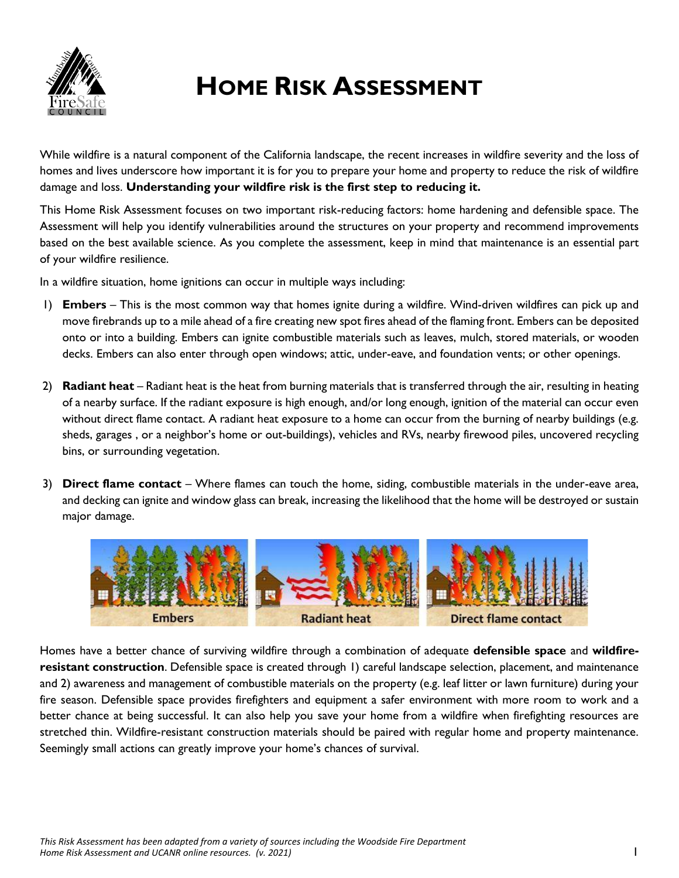# HOME RISK ASSESSMENT

While wildfire is a natural component of the California landscape, the recent increases in wildfire severity and the loss of homes and lives underscore how important it is for you to prepare your home and property to reduce the risk of wildfire damage and loss. **Understanding your wildfire risk is the first step to reducing it.**

This Home Risk Assessment focuses on two important risk-reducing factors: home hardening and defensible space. The Assessment will help you identify vulnerabilities around the structures on your property and recommend improvements based on the best available science. As you complete the assessment, keep in mind that maintenance is an essential part of your wildfire resilience.

In a wildfire situation, home ignitions can occur in multiple ways including:

1) **Embers** – This is the most common way that homes ignite during a wildfire. Wind-driven wildfires can pick up and move firebrands up to a mile ahead of a fire creating new spot fires ahead of the flaming front. Embers can be deposited onto or into a building. Embers can ignite combustible materials such as leaves, mulch, stored materials, or wooden decks. Embers can also enter through open windows; attic, under-eave, and foundation vents; or other openings.

2) **Radiant heat** – Radiant heat is the heat from burning materials that is transferred through the air, resulting in heating of a nearby surface. If the radiant exposure is high enough, and/or long enough, ignition of the material can occur even without direct flame contact. A radiant heat exposure to a home can occur from the burning of nearby buildings (e.g. sheds, garages , or a neighbor's home or out-buildings), vehicles and RVs, nearby firewood piles, uncovered recycling bins, or surrounding vegetation.

3) **Direct flame contact** – Where flames can touch the home, siding, combustible materials in the under-eave area, and decking can ignite and window glass can break, increasing the likelihood that the home will be destroyed or sustain major damage.

Embers

Radiant heat

Direct flame contact

Homes have a better chance of surviving wildfire through a combination of adequate **defensible space** and **wildfire-resistant construction**. Defensible space is created through 1) careful landscape selection, placement, and maintenance and 2) awareness and management of combustible materials on the property (e.g. leaf litter or lawn furniture) during your fire season. Defensible space provides firefighters and equipment a safer environment with more room to work and a better chance at being successful. It can also help you save your home from a wildfire when firefighting resources are stretched thin. Wildfire-resistant construction materials should be paired with regular home and property maintenance. Seemingly small actions can greatly improve your home's chances of survival.

*This Risk Assessment has been adapted from a variety of sources including the Woodside Fire Department Home Risk Assessment and UCANR online resources. (v. 2021)*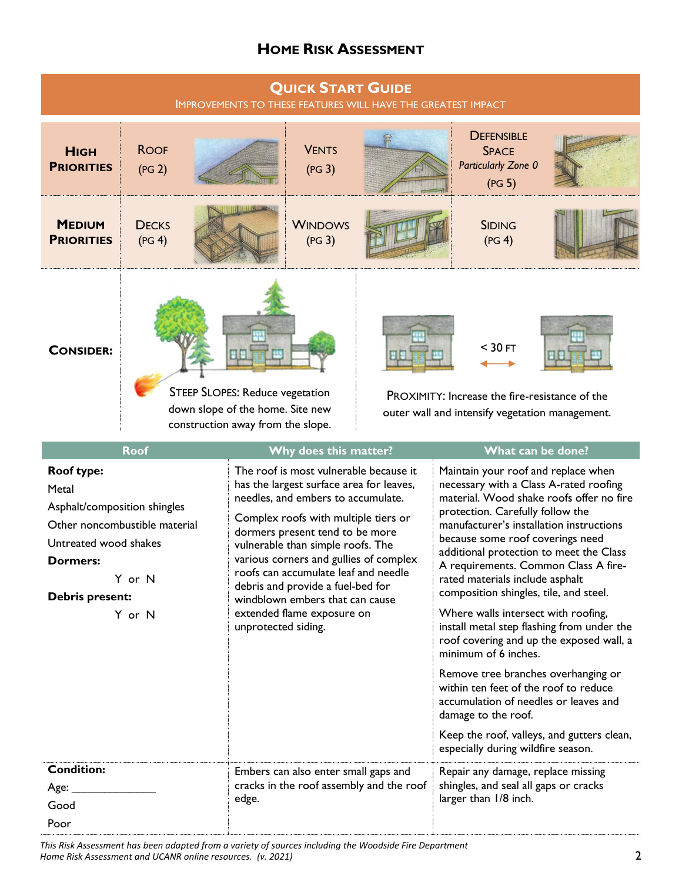# Home Risk Assessment

## Quick Start Guide

Improvements to these features will have the greatest impact

| | | | |
|---|---|---|---|
| **High Priorities** | Roof (pg 2) | Vents (pg 3) | Defensible Space *Particularly Zone 0* (pg 5) |
| **Medium Priorities** | Decks (pg 4) | Windows (pg 3) | Siding (pg 4) |

**Consider:**

Steep Slopes: Reduce vegetation down slope of the home. Site new construction away from the slope.

< 30 ft

Proximity: Increase the fire-resistance of the outer wall and intensify vegetation management.

| Roof | Why does this matter? | What can be done? |
|---|---|---|
| **Roof type:**<br>Metal<br>Asphalt/composition shingles<br>Other noncombustible material<br>Untreated wood shakes<br>**Dormers:**<br>Y or N<br>**Debris present:**<br>Y or N | The roof is most vulnerable because it has the largest surface area for leaves, needles, and embers to accumulate.<br><br>Complex roofs with multiple tiers or dormers present tend to be more vulnerable than simple roofs. The various corners and gullies of complex roofs can accumulate leaf and needle debris and provide a fuel-bed for windblown embers that can cause extended flame exposure on unprotected siding. | Maintain your roof and replace when necessary with a Class A-rated roofing material. Wood shake roofs offer no fire protection. Carefully follow the manufacturer's installation instructions because some roof coverings need additional protection to meet the Class A requirements. Common Class A fire-rated materials include asphalt composition shingles, tile, and steel.<br><br>Where walls intersect with roofing, install metal step flashing from under the roof covering and up the exposed wall, a minimum of 6 inches.<br><br>Remove tree branches overhanging or within ten feet of the roof to reduce accumulation of needles or leaves and damage to the roof.<br><br>Keep the roof, valleys, and gutters clean, especially during wildfire season. |
| **Condition:**<br>Age: ______________<br>Good<br>Poor | Embers can also enter small gaps and cracks in the roof assembly and the roof edge. | Repair any damage, replace missing shingles, and seal all gaps or cracks larger than 1/8 inch. |

*This Risk Assessment has been adapted from a variety of sources including the Woodside Fire Department Home Risk Assessment and UCANR online resources. (v. 2021)*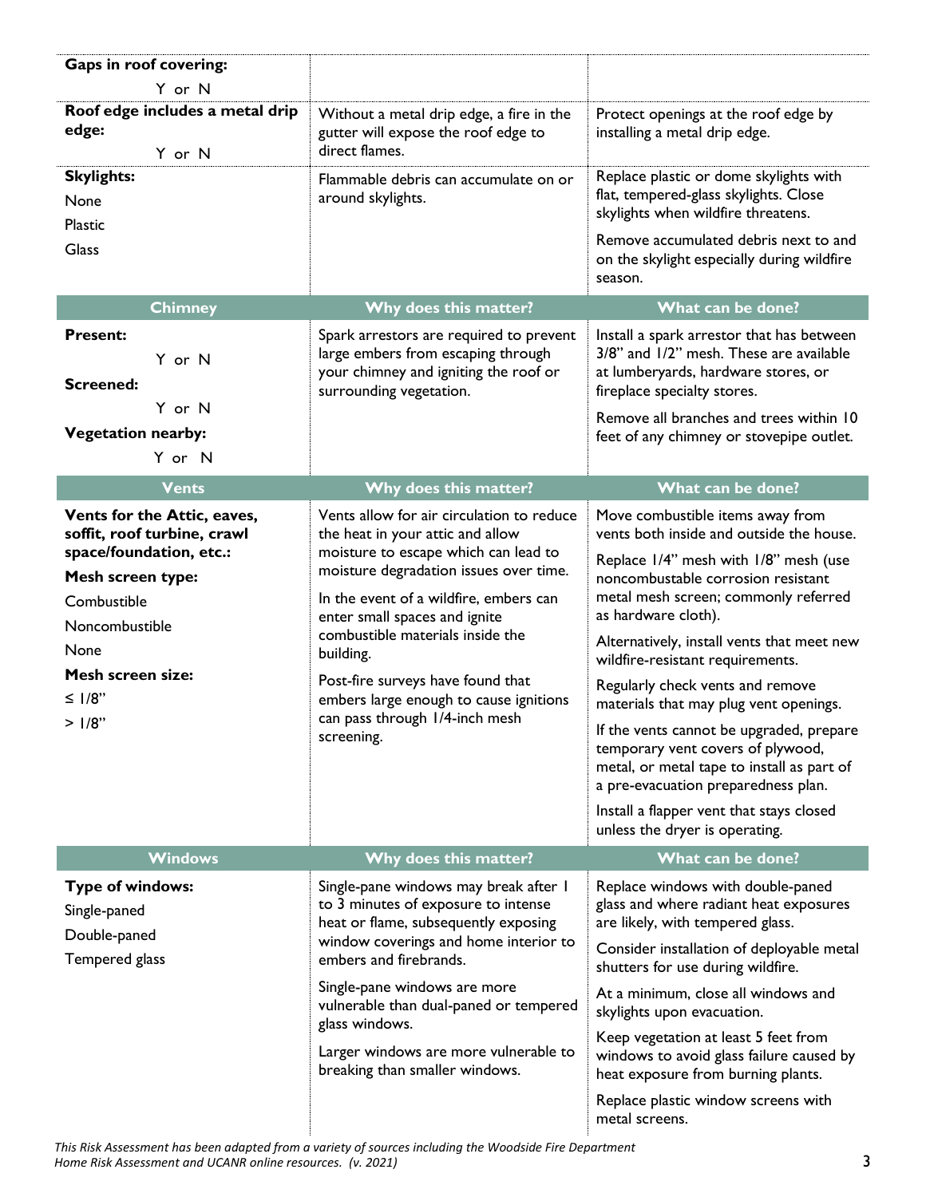| | | |
|---|---|---|
| **Gaps in roof covering:** Y or N | | |
| **Roof edge includes a metal drip edge:** Y or N | Without a metal drip edge, a fire in the gutter will expose the roof edge to direct flames. | Protect openings at the roof edge by installing a metal drip edge. |
| **Skylights:** None<br>Plastic<br>Glass | Flammable debris can accumulate on or around skylights. | Replace plastic or dome skylights with flat, tempered-glass skylights. Close skylights when wildfire threatens.<br><br>Remove accumulated debris next to and on the skylight especially during wildfire season. |
| **Chimney** | **Why does this matter?** | **What can be done?** |
| **Present:** Y or N<br>**Screened:** Y or N<br>**Vegetation nearby:** Y or N | Spark arrestors are required to prevent large embers from escaping through your chimney and igniting the roof or surrounding vegetation. | Install a spark arrestor that has between 3/8" and 1/2" mesh. These are available at lumberyards, hardware stores, or fireplace specialty stores.<br><br>Remove all branches and trees within 10 feet of any chimney or stovepipe outlet. |
| **Vents** | **Why does this matter?** | **What can be done?** |
| **Vents for the Attic, eaves, soffit, roof turbine, crawl space/foundation, etc.:**<br>**Mesh screen type:**<br>Combustible<br>Noncombustible<br>None<br>**Mesh screen size:**<br>≤ 1/8"<br>> 1/8" | Vents allow for air circulation to reduce the heat in your attic and allow moisture to escape which can lead to moisture degradation issues over time.<br><br>In the event of a wildfire, embers can enter small spaces and ignite combustible materials inside the building.<br><br>Post-fire surveys have found that embers large enough to cause ignitions can pass through 1/4-inch mesh screening. | Move combustible items away from vents both inside and outside the house.<br><br>Replace 1/4" mesh with 1/8" mesh (use noncombustible corrosion resistant metal mesh screen; commonly referred as hardware cloth).<br><br>Alternatively, install vents that meet new wildfire-resistant requirements.<br><br>Regularly check vents and remove materials that may plug vent openings.<br><br>If the vents cannot be upgraded, prepare temporary vent covers of plywood, metal, or metal tape to install as part of a pre-evacuation preparedness plan.<br><br>Install a flapper vent that stays closed unless the dryer is operating. |
| **Windows** | **Why does this matter?** | **What can be done?** |
| **Type of windows:**<br>Single-paned<br>Double-paned<br>Tempered glass | Single-pane windows may break after 1 to 3 minutes of exposure to intense heat or flame, subsequently exposing window coverings and home interior to embers and firebrands.<br><br>Single-pane windows are more vulnerable than dual-paned or tempered glass windows.<br><br>Larger windows are more vulnerable to breaking than smaller windows. | Replace windows with double-paned glass and where radiant heat exposures are likely, with tempered glass.<br><br>Consider installation of deployable metal shutters for use during wildfire.<br><br>At a minimum, close all windows and skylights upon evacuation.<br><br>Keep vegetation at least 5 feet from windows to avoid glass failure caused by heat exposure from burning plants.<br><br>Replace plastic window screens with metal screens. |

*This Risk Assessment has been adapted from a variety of sources including the Woodside Fire Department Home Risk Assessment and UCANR online resources. (v. 2021)*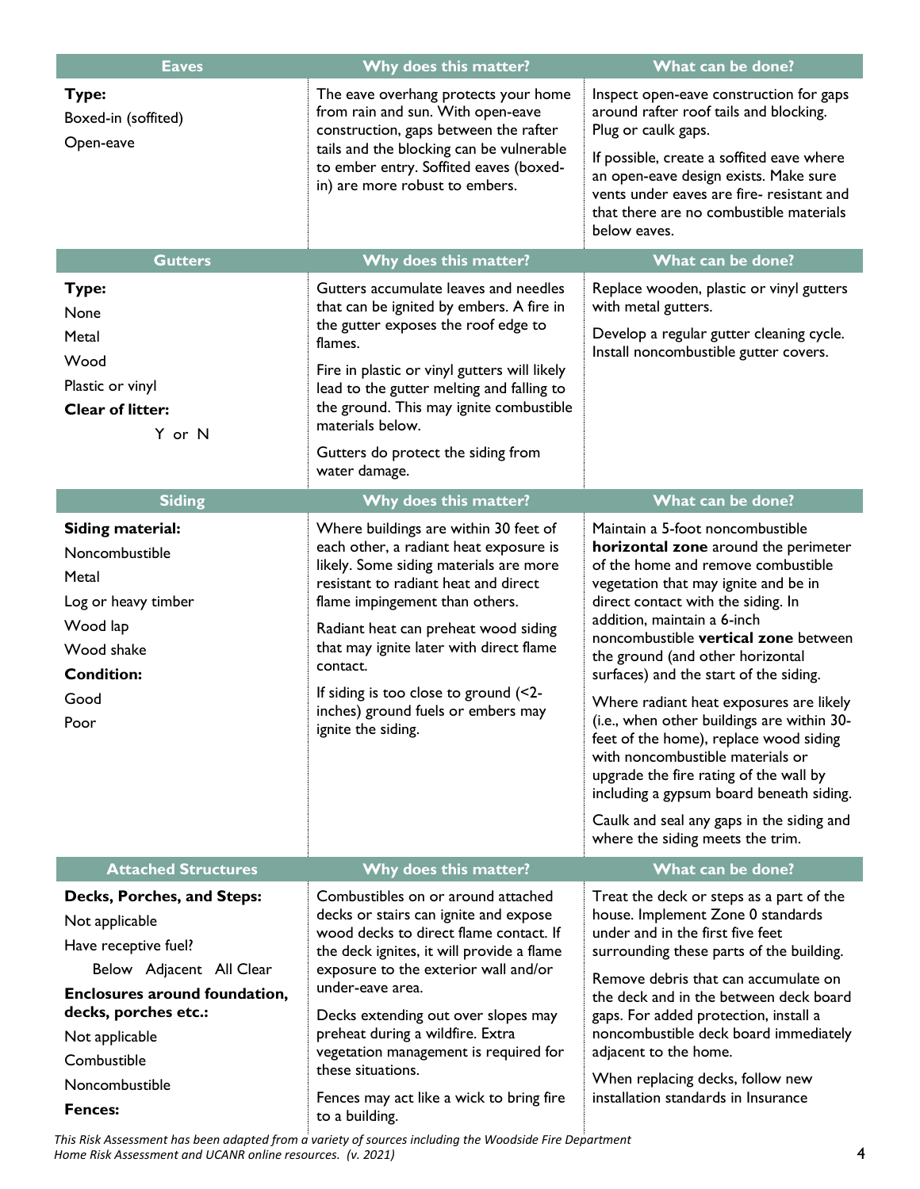| Eaves | Why does this matter? | What can be done? |
|---|---|---|
| **Type:**<br>Boxed-in (soffited)<br>Open-eave | The eave overhang protects your home from rain and sun. With open-eave construction, gaps between the rafter tails and the blocking can be vulnerable to ember entry. Soffited eaves (boxed-in) are more robust to embers. | Inspect open-eave construction for gaps around rafter roof tails and blocking. Plug or caulk gaps.<br>If possible, create a soffited eave where an open-eave design exists. Make sure vents under eaves are fire- resistant and that there are no combustible materials below eaves. |

| Gutters | Why does this matter? | What can be done? |
|---|---|---|
| **Type:**<br>None<br>Metal<br>Wood<br>Plastic or vinyl<br>**Clear of litter:**<br>Y or N | Gutters accumulate leaves and needles that can be ignited by embers. A fire in the gutter exposes the roof edge to flames.<br>Fire in plastic or vinyl gutters will likely lead to the gutter melting and falling to the ground. This may ignite combustible materials below.<br>Gutters do protect the siding from water damage. | Replace wooden, plastic or vinyl gutters with metal gutters.<br>Develop a regular gutter cleaning cycle. Install noncombustible gutter covers. |

| Siding | Why does this matter? | What can be done? |
|---|---|---|
| **Siding material:**<br>Noncombustible<br>Metal<br>Log or heavy timber<br>Wood lap<br>Wood shake<br>**Condition:**<br>Good<br>Poor | Where buildings are within 30 feet of each other, a radiant heat exposure is likely. Some siding materials are more resistant to radiant heat and direct flame impingement than others.<br>Radiant heat can preheat wood siding that may ignite later with direct flame contact.<br>If siding is too close to ground (<2-inches) ground fuels or embers may ignite the siding. | Maintain a 5-foot noncombustible **horizontal zone** around the perimeter of the home and remove combustible vegetation that may ignite and be in direct contact with the siding. In addition, maintain a 6-inch noncombustible **vertical zone** between the ground (and other horizontal surfaces) and the start of the siding.<br>Where radiant heat exposures are likely (i.e., when other buildings are within 30-feet of the home), replace wood siding with noncombustible materials or upgrade the fire rating of the wall by including a gypsum board beneath siding.<br>Caulk and seal any gaps in the siding and where the siding meets the trim. |

| Attached Structures | Why does this matter? | What can be done? |
|---|---|---|
| **Decks, Porches, and Steps:**<br>Not applicable<br>Have receptive fuel?<br>Below Adjacent All Clear<br>**Enclosures around foundation, decks, porches etc.:**<br>Not applicable<br>Combustible<br>Noncombustible<br>**Fences:** | Combustibles on or around attached decks or stairs can ignite and expose wood decks to direct flame contact. If the deck ignites, it will provide a flame exposure to the exterior wall and/or under-eave area.<br>Decks extending out over slopes may preheat during a wildfire. Extra vegetation management is required for these situations.<br>Fences may act like a wick to bring fire to a building. | Treat the deck or steps as a part of the house. Implement Zone 0 standards under and in the first five feet surrounding these parts of the building.<br>Remove debris that can accumulate on the deck and in the between deck board gaps. For added protection, install a noncombustible deck board immediately adjacent to the home.<br>When replacing decks, follow new installation standards in Insurance |

*This Risk Assessment has been adapted from a variety of sources including the Woodside Fire Department Home Risk Assessment and UCANR online resources. (v. 2021)*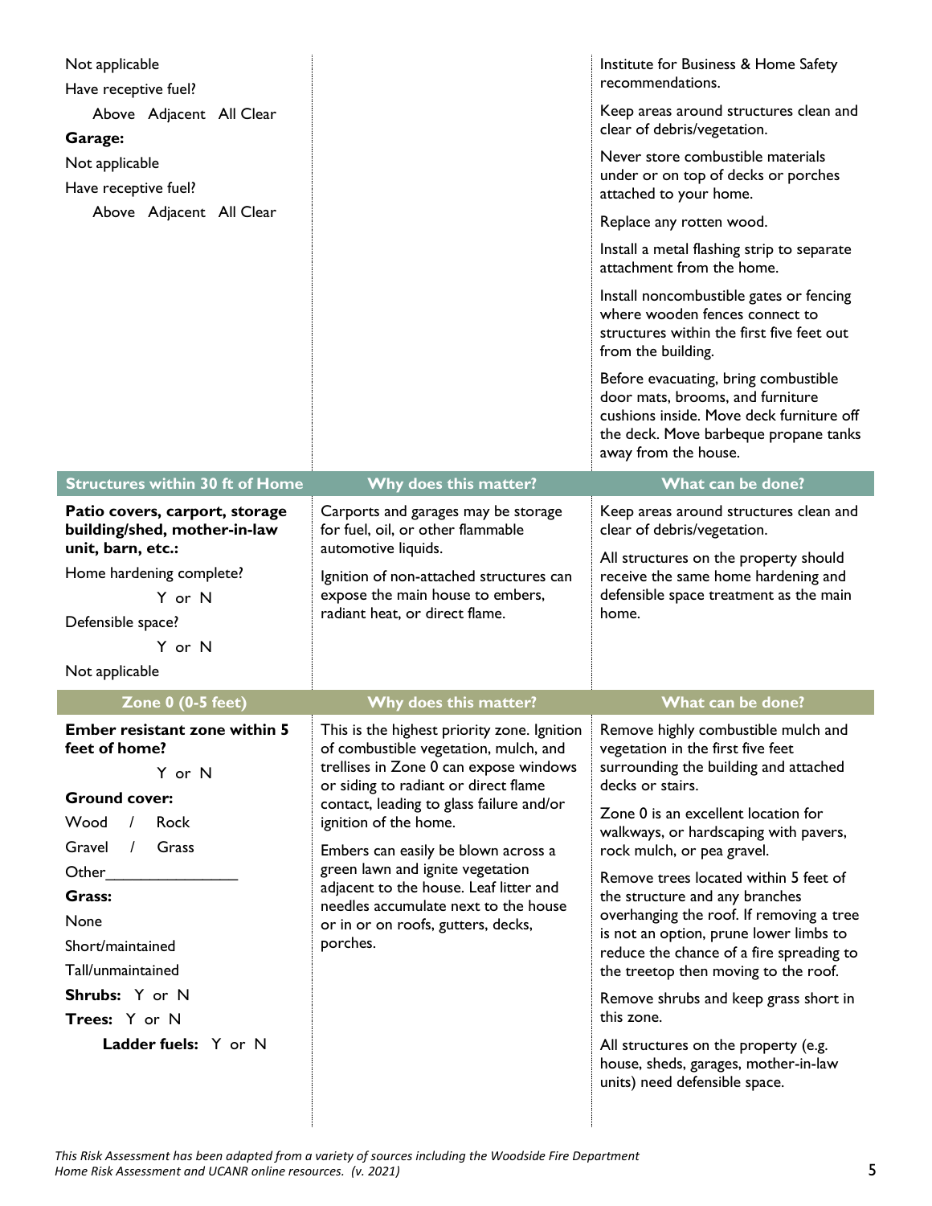| | | |
|---|---|---|
| Not applicable<br>Have receptive fuel?<br>Above Adjacent All Clear<br>**Garage:**<br>Not applicable<br>Have receptive fuel?<br>Above Adjacent All Clear | | Institute for Business & Home Safety recommendations.<br>Keep areas around structures clean and clear of debris/vegetation.<br>Never store combustible materials under or on top of decks or porches attached to your home.<br>Replace any rotten wood.<br>Install a metal flashing strip to separate attachment from the home.<br>Install noncombustible gates or fencing where wooden fences connect to structures within the first five feet out from the building.<br>Before evacuating, bring combustible door mats, brooms, and furniture cushions inside. Move deck furniture off the deck. Move barbeque propane tanks away from the house. |

| Structures within 30 ft of Home | Why does this matter? | What can be done? |
|---|---|---|
| **Patio covers, carport, storage building/shed, mother-in-law unit, barn, etc.:**<br>Home hardening complete?<br>Y or N<br>Defensible space?<br>Y or N<br>Not applicable | Carports and garages may be storage for fuel, oil, or other flammable automotive liquids.<br>Ignition of non-attached structures can expose the main house to embers, radiant heat, or direct flame. | Keep areas around structures clean and clear of debris/vegetation.<br>All structures on the property should receive the same home hardening and defensible space treatment as the main home. |

| Zone 0 (0-5 feet) | Why does this matter? | What can be done? |
|---|---|---|
| **Ember resistant zone within 5 feet of home?**<br>Y or N<br>**Ground cover:**<br>Wood / Rock<br>Gravel / Grass<br>Other_______________<br>**Grass:**<br>None<br>Short/maintained<br>Tall/unmaintained<br>**Shrubs:** Y or N<br>**Trees:** Y or N<br>**Ladder fuels:** Y or N | This is the highest priority zone. Ignition of combustible vegetation, mulch, and trellises in Zone 0 can expose windows or siding to radiant or direct flame contact, leading to glass failure and/or ignition of the home.<br>Embers can easily be blown across a green lawn and ignite vegetation adjacent to the house. Leaf litter and needles accumulate next to the house or in or on roofs, gutters, decks, porches. | Remove highly combustible mulch and vegetation in the first five feet surrounding the building and attached decks or stairs.<br>Zone 0 is an excellent location for walkways, or hardscaping with pavers, rock mulch, or pea gravel.<br>Remove trees located within 5 feet of the structure and any branches overhanging the roof. If removing a tree is not an option, prune lower limbs to reduce the chance of a fire spreading to the treetop then moving to the roof.<br>Remove shrubs and keep grass short in this zone.<br>All structures on the property (e.g. house, sheds, garages, mother-in-law units) need defensible space. |

*This Risk Assessment has been adapted from a variety of sources including the Woodside Fire Department Home Risk Assessment and UCANR online resources. (v. 2021)*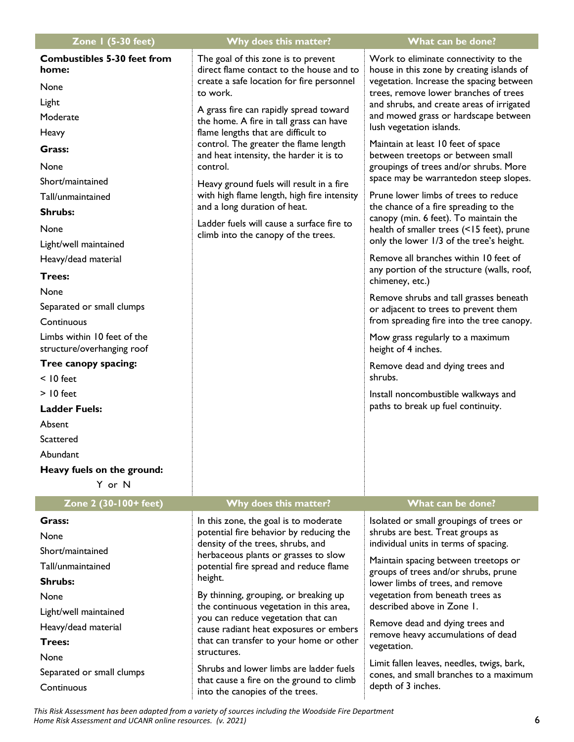| Zone 1 (5-30 feet) | Why does this matter? | What can be done? |
|---|---|---|
| **Combustibles 5-30 feet from home:**<br>None<br>Light<br>Moderate<br>Heavy<br>**Grass:**<br>None<br>Short/maintained<br>Tall/unmaintained<br>**Shrubs:**<br>None<br>Light/well maintained<br>Heavy/dead material<br>**Trees:**<br>None<br>Separated or small clumps<br>Continuous<br>Limbs within 10 feet of the structure/overhanging roof<br>**Tree canopy spacing:**<br>< 10 feet<br>> 10 feet<br>**Ladder Fuels:**<br>Absent<br>Scattered<br>Abundant<br>**Heavy fuels on the ground:**<br>Y or N | The goal of this zone is to prevent direct flame contact to the house and to create a safe location for fire personnel to work.<br><br>A grass fire can rapidly spread toward the home. A fire in tall grass can have flame lengths that are difficult to control. The greater the flame length and heat intensity, the harder it is to control.<br><br>Heavy ground fuels will result in a fire with high flame length, high fire intensity and a long duration of heat.<br><br>Ladder fuels will cause a surface fire to climb into the canopy of the trees. | Work to eliminate connectivity to the house in this zone by creating islands of vegetation. Increase the spacing between trees, remove lower branches of trees and shrubs, and create areas of irrigated and mowed grass or hardscape between lush vegetation islands.<br><br>Maintain at least 10 feet of space between treetops or between small groupings of trees and/or shrubs. More space may be warrantedon steep slopes.<br><br>Prune lower limbs of trees to reduce the chance of a fire spreading to the canopy (min. 6 feet). To maintain the health of smaller trees (<15 feet), prune only the lower 1/3 of the tree's height.<br><br>Remove all branches within 10 feet of any portion of the structure (walls, roof, chimeney, etc.)<br><br>Remove shrubs and tall grasses beneath or adjacent to trees to prevent them from spreading fire into the tree canopy.<br><br>Mow grass regularly to a maximum height of 4 inches.<br><br>Remove dead and dying trees and shrubs.<br><br>Install noncombustible walkways and paths to break up fuel continuity. |

| Zone 2 (30-100+ feet) | Why does this matter? | What can be done? |
|---|---|---|
| **Grass:**<br>None<br>Short/maintained<br>Tall/unmaintained<br>**Shrubs:**<br>None<br>Light/well maintained<br>Heavy/dead material<br>**Trees:**<br>None<br>Separated or small clumps<br>Continuous | In this zone, the goal is to moderate potential fire behavior by reducing the density of the trees, shrubs, and herbaceous plants or grasses to slow potential fire spread and reduce flame height.<br><br>By thinning, grouping, or breaking up the continuous vegetation in this area, you can reduce vegetation that can cause radiant heat exposures or embers that can transfer to your home or other structures.<br><br>Shrubs and lower limbs are ladder fuels that cause a fire on the ground to climb into the canopies of the trees. | Isolated or small groupings of trees or shrubs are best. Treat groups as individual units in terms of spacing.<br><br>Maintain spacing between treetops or groups of trees and/or shrubs, prune lower limbs of trees, and remove vegetation from beneath trees as described above in Zone 1.<br><br>Remove dead and dying trees and remove heavy accumulations of dead vegetation.<br><br>Limit fallen leaves, needles, twigs, bark, cones, and small branches to a maximum depth of 3 inches. |

*This Risk Assessment has been adapted from a variety of sources including the Woodside Fire Department Home Risk Assessment and UCANR online resources. (v. 2021)*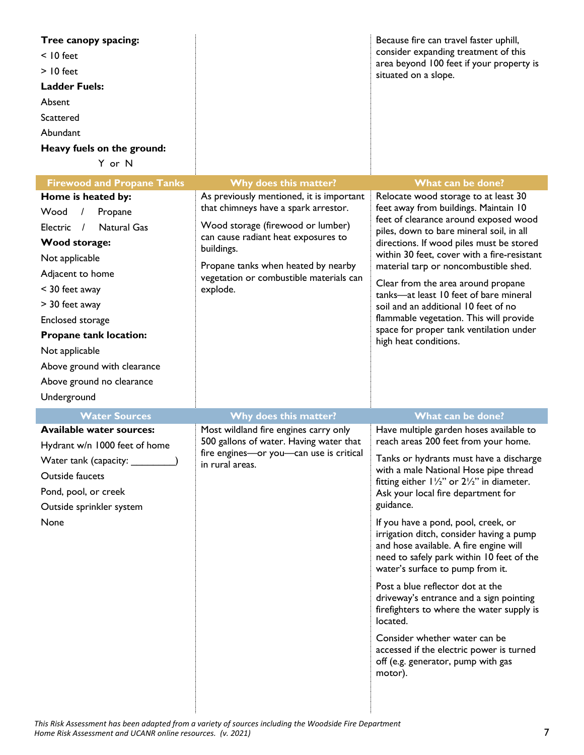| | | |
|---|---|---|
| **Tree canopy spacing:**<br>< 10 feet<br>> 10 feet<br>**Ladder Fuels:**<br>Absent<br>Scattered<br>Abundant<br>**Heavy fuels on the ground:**<br>Y or N | | Because fire can travel faster uphill, consider expanding treatment of this area beyond 100 feet if your property is situated on a slope. |

| Firewood and Propane Tanks | Why does this matter? | What can be done? |
|---|---|---|
| **Home is heated by:**<br>Wood / Propane<br>Electric / Natural Gas<br>**Wood storage:**<br>Not applicable<br>Adjacent to home<br>< 30 feet away<br>> 30 feet away<br>Enclosed storage<br>**Propane tank location:**<br>Not applicable<br>Above ground with clearance<br>Above ground no clearance<br>Underground | As previously mentioned, it is important that chimneys have a spark arrestor.<br><br>Wood storage (firewood or lumber) can cause radiant heat exposures to buildings.<br><br>Propane tanks when heated by nearby vegetation or combustible materials can explode. | Relocate wood storage to at least 30 feet away from buildings. Maintain 10 feet of clearance around exposed wood piles, down to bare mineral soil, in all directions. If wood piles must be stored within 30 feet, cover with a fire-resistant material tarp or noncombustible shed.<br><br>Clear from the area around propane tanks—at least 10 feet of bare mineral soil and an additional 10 feet of no flammable vegetation. This will provide space for proper tank ventilation under high heat conditions. |

| Water Sources | Why does this matter? | What can be done? |
|---|---|---|
| **Available water sources:**<br>Hydrant w/n 1000 feet of home<br>Water tank (capacity: ________)<br>Outside faucets<br>Pond, pool, or creek<br>Outside sprinkler system<br>None | Most wildland fire engines carry only 500 gallons of water. Having water that fire engines—or you—can use is critical in rural areas. | Have multiple garden hoses available to reach areas 200 feet from your home.<br><br>Tanks or hydrants must have a discharge with a male National Hose pipe thread fitting either 1½" or 2½" in diameter. Ask your local fire department for guidance.<br><br>If you have a pond, pool, creek, or irrigation ditch, consider having a pump and hose available. A fire engine will need to safely park within 10 feet of the water's surface to pump from it.<br><br>Post a blue reflector dot at the driveway's entrance and a sign pointing firefighters to where the water supply is located.<br><br>Consider whether water can be accessed if the electric power is turned off (e.g. generator, pump with gas motor). |

*This Risk Assessment has been adapted from a variety of sources including the Woodside Fire Department Home Risk Assessment and UCANR online resources. (v. 2021)*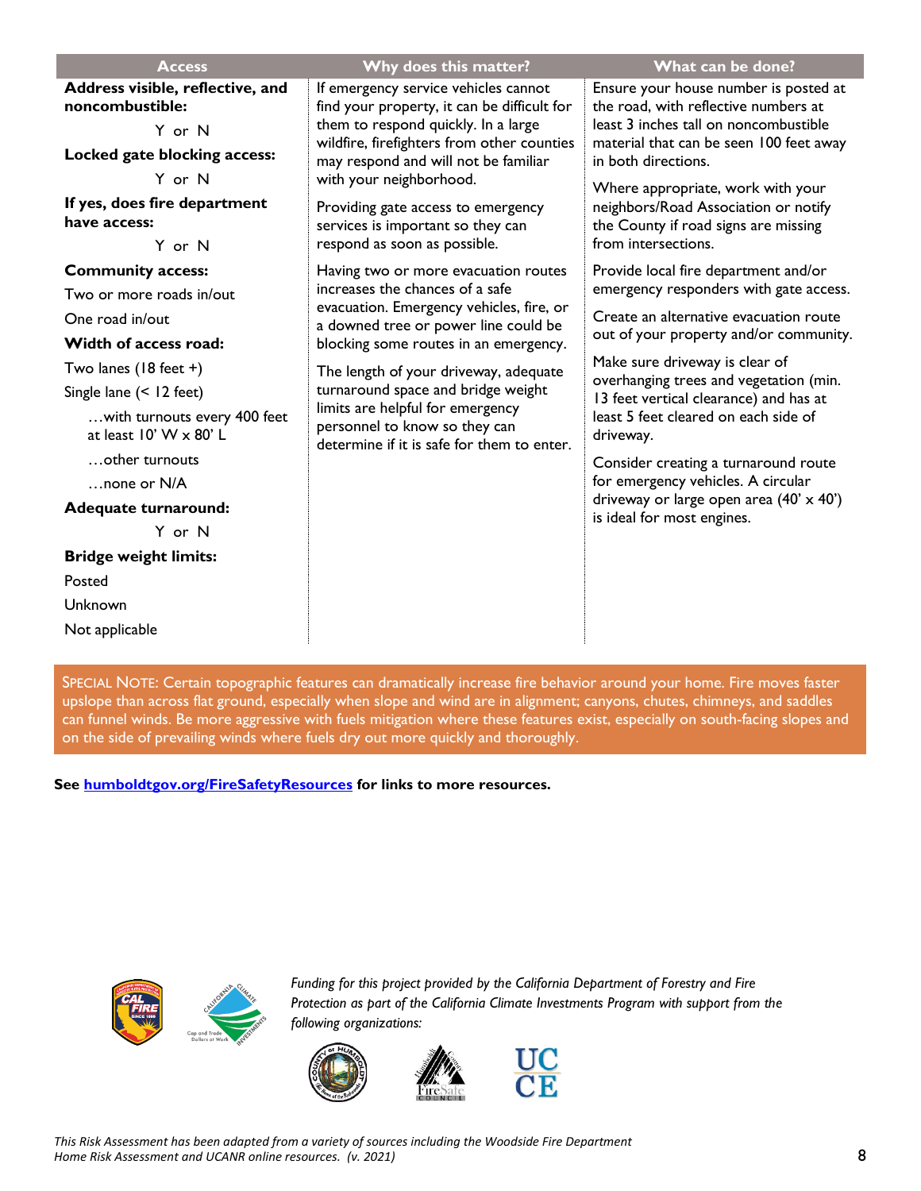| Access | Why does this matter? | What can be done? |
| --- | --- | --- |
| **Address visible, reflective, and noncombustible:** Y or N<br>**Locked gate blocking access:** Y or N<br>**If yes, does fire department have access:** Y or N | If emergency service vehicles cannot find your property, it can be difficult for them to respond quickly. In a large wildfire, firefighters from other counties may respond and will not be familiar with your neighborhood.<br><br>Providing gate access to emergency services is important so they can respond as soon as possible. | Ensure your house number is posted at the road, with reflective numbers at least 3 inches tall on noncombustible material that can be seen 100 feet away in both directions.<br><br>Where appropriate, work with your neighbors/Road Association or notify the County if road signs are missing from intersections.<br><br>Provide local fire department and/or emergency responders with gate access. |
| **Community access:**<br>Two or more roads in/out<br>One road in/out | Having two or more evacuation routes increases the chances of a safe evacuation. Emergency vehicles, fire, or a downed tree or power line could be blocking some routes in an emergency. | Create an alternative evacuation route out of your property and/or community. |
| **Width of access road:**<br>Two lanes (18 feet +)<br>Single lane (< 12 feet)<br>…with turnouts every 400 feet at least 10' W x 80' L<br>…other turnouts<br>…none or N/A<br>**Adequate turnaround:** Y or N<br>**Bridge weight limits:**<br>Posted<br>Unknown<br>Not applicable | The length of your driveway, adequate turnaround space and bridge weight limits are helpful for emergency personnel to know so they can determine if it is safe for them to enter. | Make sure driveway is clear of overhanging trees and vegetation (min. 13 feet vertical clearance) and has at least 5 feet cleared on each side of driveway.<br><br>Consider creating a turnaround route for emergency vehicles. A circular driveway or large open area (40' x 40') is ideal for most engines. |

SPECIAL NOTE: Certain topographic features can dramatically increase fire behavior around your home. Fire moves faster upslope than across flat ground, especially when slope and wind are in alignment; canyons, chutes, chimneys, and saddles can funnel winds. Be more aggressive with fuels mitigation where these features exist, especially on south-facing slopes and on the side of prevailing winds where fuels dry out more quickly and thoroughly.

**See [humboldtgov.org/FireSafetyResources](humboldtgov.org/FireSafetyResources) for links to more resources.**

*Funding for this project provided by the California Department of Forestry and Fire Protection as part of the California Climate Investments Program with support from the following organizations:*

*This Risk Assessment has been adapted from a variety of sources including the Woodside Fire Department Home Risk Assessment and UCANR online resources. (v. 2021)*